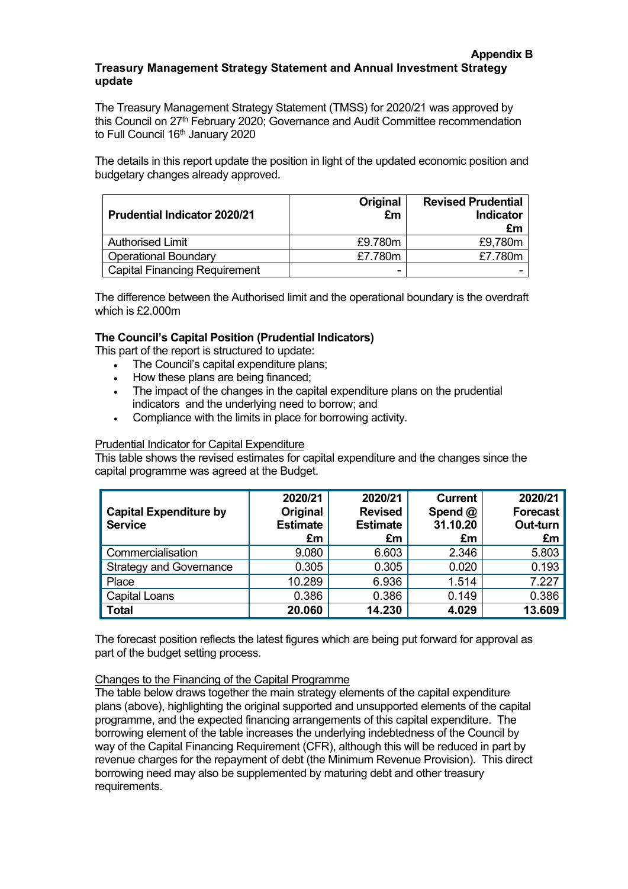**Appendix B**

**Treasury Management Strategy Statement and Annual Investment Strategy update**

The Treasury Management Strategy Statement (TMSS) for 2020/21 was approved by this Council on 27th February 2020; Governance and Audit Committee recommendation to Full Council 16th January 2020

The details in this report update the position in light of the updated economic position and budgetary changes already approved.

| Prudential Indicator 2020/21 | Original £m | Revised Prudential Indicator £m |
|---|---|---|
| Authorised Limit | £9.780m | £9,780m |
| Operational Boundary | £7.780m | £7.780m |
| Capital Financing Requirement | - | - |

The difference between the Authorised limit and the operational boundary is the overdraft which is £2.000m

**The Council's Capital Position (Prudential Indicators)**

This part of the report is structured to update:

- The Council's capital expenditure plans;
- How these plans are being financed;
- The impact of the changes in the capital expenditure plans on the prudential indicators and the underlying need to borrow; and
- Compliance with the limits in place for borrowing activity.

Prudential Indicator for Capital Expenditure

This table shows the revised estimates for capital expenditure and the changes since the capital programme was agreed at the Budget.

| Capital Expenditure by Service | 2020/21 Original Estimate £m | 2020/21 Revised Estimate £m | Current Spend @ 31.10.20 £m | 2020/21 Forecast Out-turn £m |
|---|---|---|---|---|
| Commercialisation | 9.080 | 6.603 | 2.346 | 5.803 |
| Strategy and Governance | 0.305 | 0.305 | 0.020 | 0.193 |
| Place | 10.289 | 6.936 | 1.514 | 7.227 |
| Capital Loans | 0.386 | 0.386 | 0.149 | 0.386 |
| **Total** | **20.060** | **14.230** | **4.029** | **13.609** |

The forecast position reflects the latest figures which are being put forward for approval as part of the budget setting process.

Changes to the Financing of the Capital Programme

The table below draws together the main strategy elements of the capital expenditure plans (above), highlighting the original supported and unsupported elements of the capital programme, and the expected financing arrangements of this capital expenditure. The borrowing element of the table increases the underlying indebtedness of the Council by way of the Capital Financing Requirement (CFR), although this will be reduced in part by revenue charges for the repayment of debt (the Minimum Revenue Provision). This direct borrowing need may also be supplemented by maturing debt and other treasury requirements.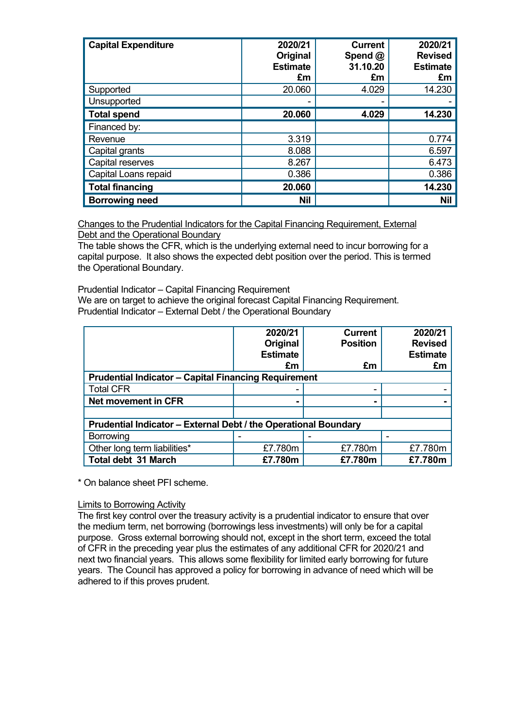| Capital Expenditure | 2020/21 Original Estimate £m | Current Spend @ 31.10.20 £m | 2020/21 Revised Estimate £m |
|---|---|---|---|
| Supported | 20.060 | 4.029 | 14.230 |
| Unsupported | - | - | - |
| **Total spend** | **20.060** | **4.029** | **14.230** |
| Financed by: | | | |
| Revenue | 3.319 | | 0.774 |
| Capital grants | 8.088 | | 6.597 |
| Capital reserves | 8.267 | | 6.473 |
| Capital Loans repaid | 0.386 | | 0.386 |
| **Total financing** | **20.060** | | **14.230** |
| **Borrowing need** | **Nil** | | **Nil** |

Changes to the Prudential Indicators for the Capital Financing Requirement, External Debt and the Operational Boundary

The table shows the CFR, which is the underlying external need to incur borrowing for a capital purpose. It also shows the expected debt position over the period. This is termed the Operational Boundary.

Prudential Indicator – Capital Financing Requirement

We are on target to achieve the original forecast Capital Financing Requirement.

Prudential Indicator – External Debt / the Operational Boundary

| | 2020/21 Original Estimate £m | Current Position £m | 2020/21 Revised Estimate £m |
|---|---|---|---|
| **Prudential Indicator – Capital Financing Requirement** | | | |
| Total CFR | - | - | - |
| **Net movement in CFR** | **-** | **-** | **-** |
| | | | |
| **Prudential Indicator – External Debt / the Operational Boundary** | | | |
| Borrowing | - | - | - |
| Other long term liabilities* | £7.780m | £7.780m | £7.780m |
| **Total debt 31 March** | **£7.780m** | **£7.780m** | **£7.780m** |

* On balance sheet PFI scheme.

Limits to Borrowing Activity

The first key control over the treasury activity is a prudential indicator to ensure that over the medium term, net borrowing (borrowings less investments) will only be for a capital purpose. Gross external borrowing should not, except in the short term, exceed the total of CFR in the preceding year plus the estimates of any additional CFR for 2020/21 and next two financial years. This allows some flexibility for limited early borrowing for future years. The Council has approved a policy for borrowing in advance of need which will be adhered to if this proves prudent.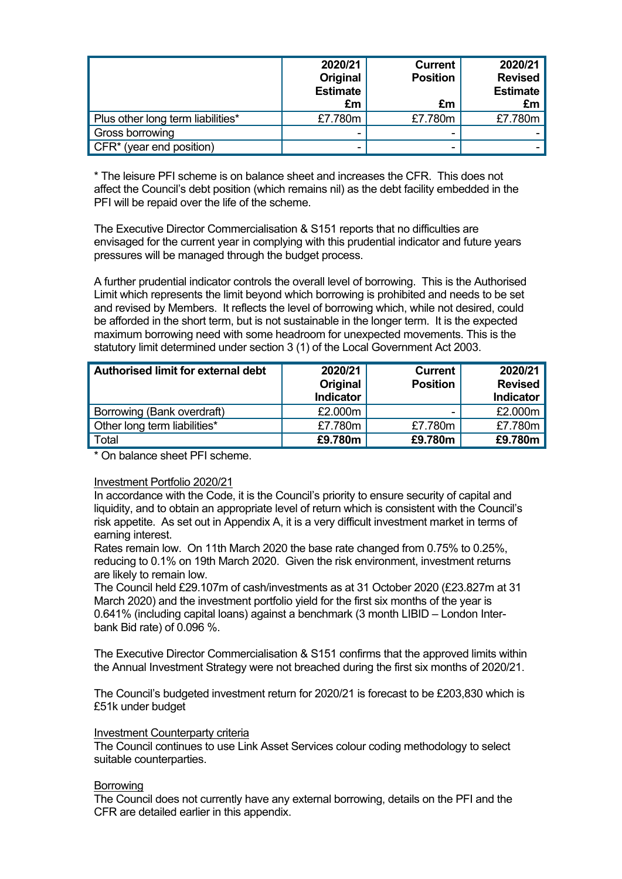| | 2020/21 Original Estimate £m | Current Position £m | 2020/21 Revised Estimate £m |
|---|---|---|---|
| Plus other long term liabilities* | £7.780m | £7.780m | £7.780m |
| Gross borrowing | - | - | - |
| CFR* (year end position) | - | - | - |

* The leisure PFI scheme is on balance sheet and increases the CFR. This does not affect the Council's debt position (which remains nil) as the debt facility embedded in the PFI will be repaid over the life of the scheme.

The Executive Director Commercialisation & S151 reports that no difficulties are envisaged for the current year in complying with this prudential indicator and future years pressures will be managed through the budget process.

A further prudential indicator controls the overall level of borrowing. This is the Authorised Limit which represents the limit beyond which borrowing is prohibited and needs to be set and revised by Members. It reflects the level of borrowing which, while not desired, could be afforded in the short term, but is not sustainable in the longer term. It is the expected maximum borrowing need with some headroom for unexpected movements. This is the statutory limit determined under section 3 (1) of the Local Government Act 2003.

| Authorised limit for external debt | 2020/21 Original Indicator | Current Position | 2020/21 Revised Indicator |
|---|---|---|---|
| Borrowing (Bank overdraft) | £2.000m | - | £2.000m |
| Other long term liabilities* | £7.780m | £7.780m | £7.780m |
| Total | **£9.780m** | **£9.780m** | **£9.780m** |

* On balance sheet PFI scheme.

Investment Portfolio 2020/21

In accordance with the Code, it is the Council's priority to ensure security of capital and liquidity, and to obtain an appropriate level of return which is consistent with the Council's risk appetite. As set out in Appendix A, it is a very difficult investment market in terms of earning interest.

Rates remain low. On 11th March 2020 the base rate changed from 0.75% to 0.25%, reducing to 0.1% on 19th March 2020. Given the risk environment, investment returns are likely to remain low.

The Council held £29.107m of cash/investments as at 31 October 2020 (£23.827m at 31 March 2020) and the investment portfolio yield for the first six months of the year is 0.641% (including capital loans) against a benchmark (3 month LIBID – London Inter-bank Bid rate) of 0.096 %.

The Executive Director Commercialisation & S151 confirms that the approved limits within the Annual Investment Strategy were not breached during the first six months of 2020/21.

The Council's budgeted investment return for 2020/21 is forecast to be £203,830 which is £51k under budget

Investment Counterparty criteria

The Council continues to use Link Asset Services colour coding methodology to select suitable counterparties.

Borrowing

The Council does not currently have any external borrowing, details on the PFI and the CFR are detailed earlier in this appendix.